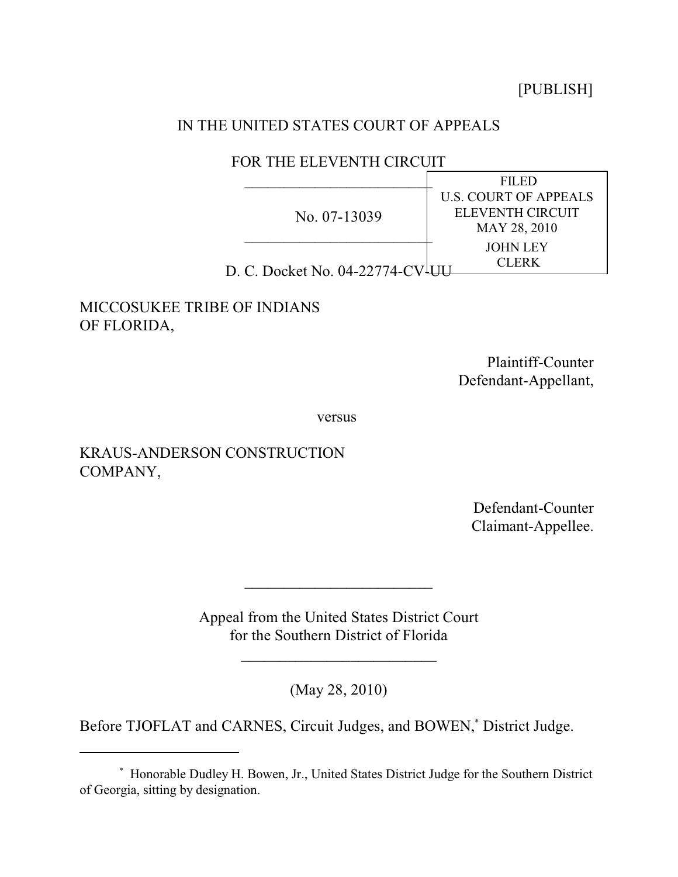[PUBLISH]

IN THE UNITED STATES COURT OF APPEALS

FOR THE ELEVENTH CIRCUIT

---

No. 07-13039

---

FILED
U.S. COURT OF APPEALS
ELEVENTH CIRCUIT
MAY 28, 2010
JOHN LEY
CLERK

D. C. Docket No. 04-22774-CV-UU

MICCOSUKEE TRIBE OF INDIANS
OF FLORIDA,

Plaintiff-Counter
Defendant-Appellant,

versus

KRAUS-ANDERSON CONSTRUCTION
COMPANY,

Defendant-Counter
Claimant-Appellee.

---

Appeal from the United States District Court
for the Southern District of Florida

---

(May 28, 2010)

Before TJOFLAT and CARNES, Circuit Judges, and BOWEN,* District Judge.

---

\* Honorable Dudley H. Bowen, Jr., United States District Judge for the Southern District of Georgia, sitting by designation.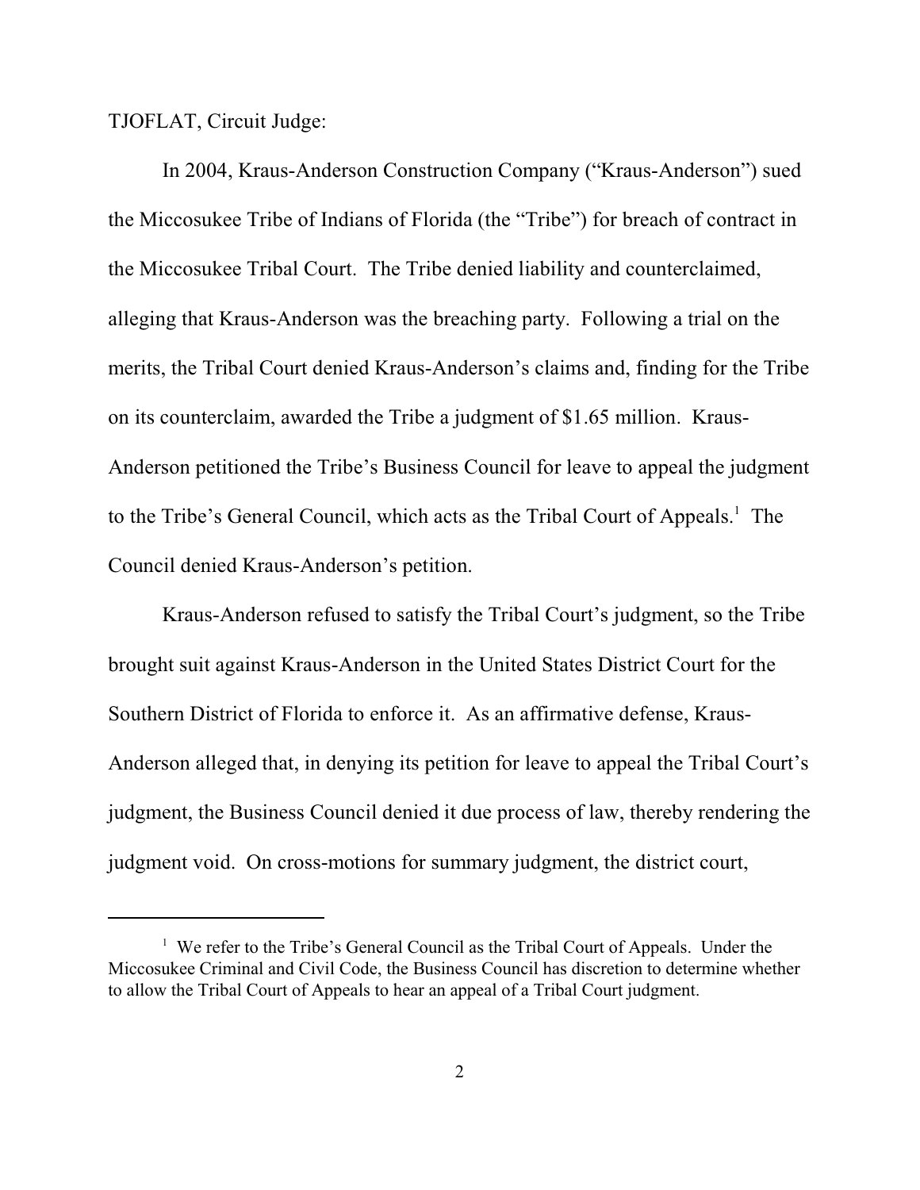TJOFLAT, Circuit Judge:

In 2004, Kraus-Anderson Construction Company ("Kraus-Anderson") sued the Miccosukee Tribe of Indians of Florida (the "Tribe") for breach of contract in the Miccosukee Tribal Court. The Tribe denied liability and counterclaimed, alleging that Kraus-Anderson was the breaching party. Following a trial on the merits, the Tribal Court denied Kraus-Anderson's claims and, finding for the Tribe on its counterclaim, awarded the Tribe a judgment of $1.65 million. Kraus-Anderson petitioned the Tribe's Business Council for leave to appeal the judgment to the Tribe's General Council, which acts as the Tribal Court of Appeals.[1] The Council denied Kraus-Anderson's petition.

Kraus-Anderson refused to satisfy the Tribal Court's judgment, so the Tribe brought suit against Kraus-Anderson in the United States District Court for the Southern District of Florida to enforce it. As an affirmative defense, Kraus-Anderson alleged that, in denying its petition for leave to appeal the Tribal Court's judgment, the Business Council denied it due process of law, thereby rendering the judgment void. On cross-motions for summary judgment, the district court,

---

[1] We refer to the Tribe's General Council as the Tribal Court of Appeals. Under the Miccosukee Criminal and Civil Code, the Business Council has discretion to determine whether to allow the Tribal Court of Appeals to hear an appeal of a Tribal Court judgment.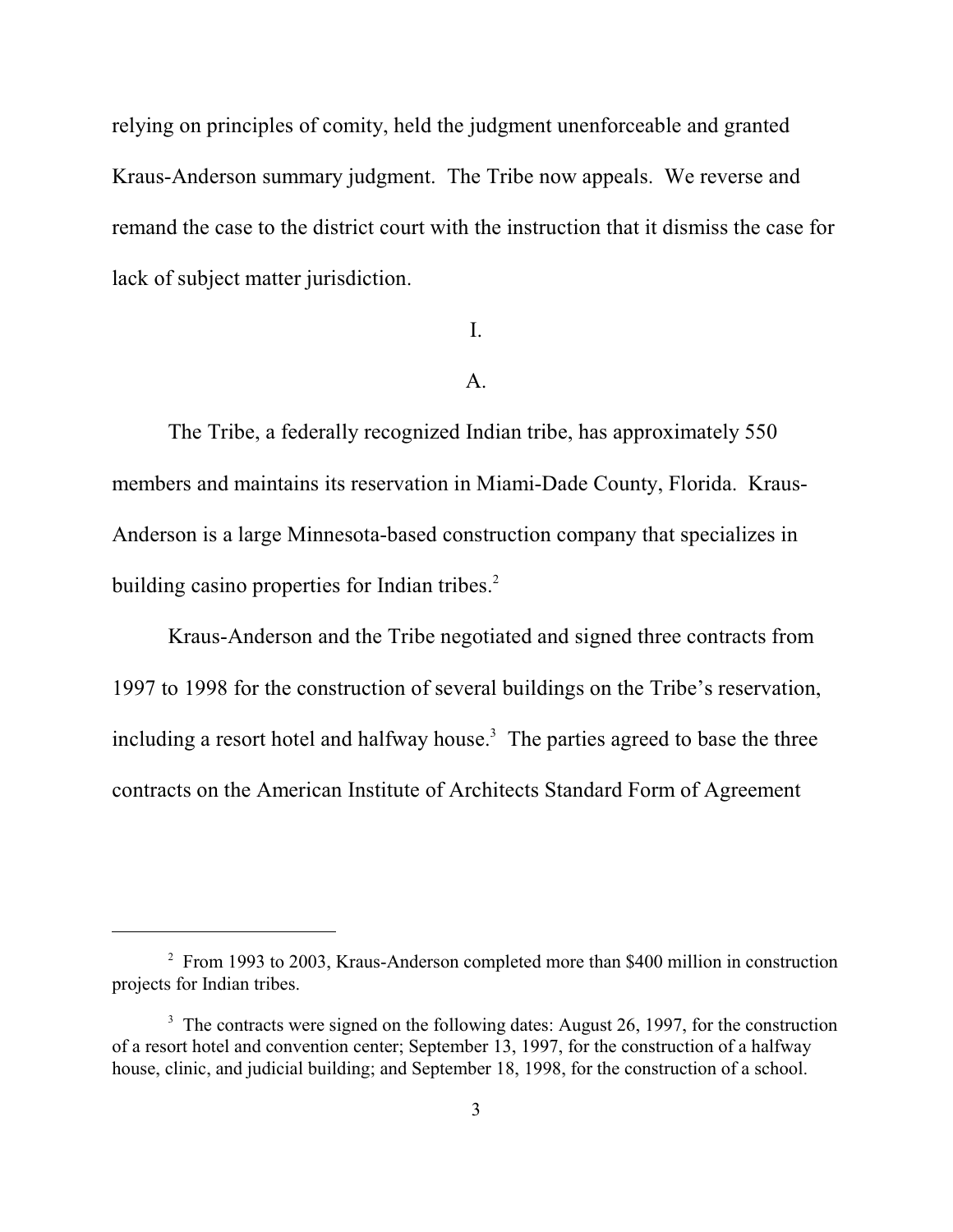relying on principles of comity, held the judgment unenforceable and granted Kraus-Anderson summary judgment. The Tribe now appeals. We reverse and remand the case to the district court with the instruction that it dismiss the case for lack of subject matter jurisdiction.

# I.

## A.

The Tribe, a federally recognized Indian tribe, has approximately 550 members and maintains its reservation in Miami-Dade County, Florida. Kraus-Anderson is a large Minnesota-based construction company that specializes in building casino properties for Indian tribes.[2]

Kraus-Anderson and the Tribe negotiated and signed three contracts from 1997 to 1998 for the construction of several buildings on the Tribe's reservation, including a resort hotel and halfway house.[3] The parties agreed to base the three contracts on the American Institute of Architects Standard Form of Agreement

---

[2] From 1993 to 2003, Kraus-Anderson completed more than $400 million in construction projects for Indian tribes.

[3] The contracts were signed on the following dates: August 26, 1997, for the construction of a resort hotel and convention center; September 13, 1997, for the construction of a halfway house, clinic, and judicial building; and September 18, 1998, for the construction of a school.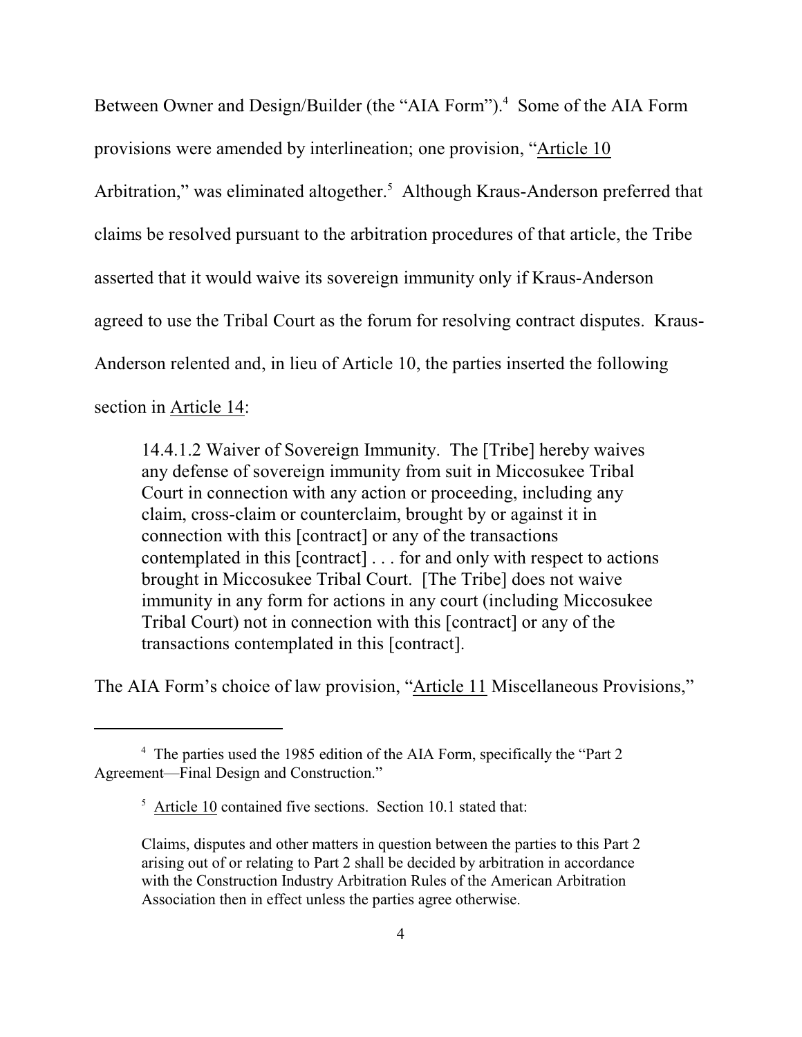Between Owner and Design/Builder (the "AIA Form").[4] Some of the AIA Form provisions were amended by interlineation; one provision, "Article 10 Arbitration," was eliminated altogether.[5] Although Kraus-Anderson preferred that claims be resolved pursuant to the arbitration procedures of that article, the Tribe asserted that it would waive its sovereign immunity only if Kraus-Anderson agreed to use the Tribal Court as the forum for resolving contract disputes. Kraus-Anderson relented and, in lieu of Article 10, the parties inserted the following section in Article 14:

> 14.4.1.2 Waiver of Sovereign Immunity. The [Tribe] hereby waives any defense of sovereign immunity from suit in Miccosukee Tribal Court in connection with any action or proceeding, including any claim, cross-claim or counterclaim, brought by or against it in connection with this [contract] or any of the transactions contemplated in this [contract] . . . for and only with respect to actions brought in Miccosukee Tribal Court. [The Tribe] does not waive immunity in any form for actions in any court (including Miccosukee Tribal Court) not in connection with this [contract] or any of the transactions contemplated in this [contract].

The AIA Form's choice of law provision, "Article 11 Miscellaneous Provisions,"

---

[4] The parties used the 1985 edition of the AIA Form, specifically the "Part 2 Agreement—Final Design and Construction."

[5] Article 10 contained five sections. Section 10.1 stated that:

> Claims, disputes and other matters in question between the parties to this Part 2 arising out of or relating to Part 2 shall be decided by arbitration in accordance with the Construction Industry Arbitration Rules of the American Arbitration Association then in effect unless the parties agree otherwise.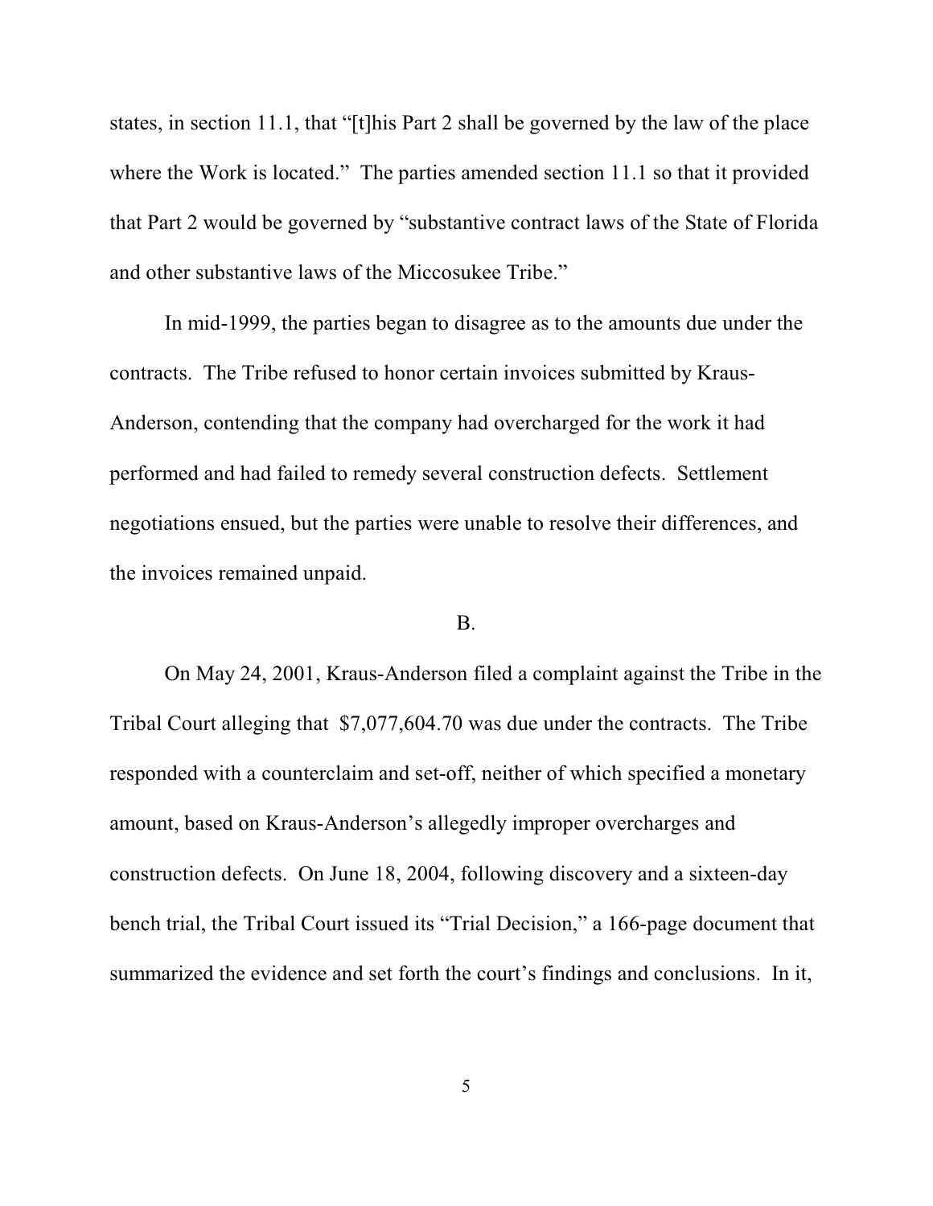states, in section 11.1, that "[t]his Part 2 shall be governed by the law of the place where the Work is located." The parties amended section 11.1 so that it provided that Part 2 would be governed by "substantive contract laws of the State of Florida and other substantive laws of the Miccosukee Tribe."

In mid-1999, the parties began to disagree as to the amounts due under the contracts. The Tribe refused to honor certain invoices submitted by Kraus-Anderson, contending that the company had overcharged for the work it had performed and had failed to remedy several construction defects. Settlement negotiations ensued, but the parties were unable to resolve their differences, and the invoices remained unpaid.

B.

On May 24, 2001, Kraus-Anderson filed a complaint against the Tribe in the Tribal Court alleging that $7,077,604.70 was due under the contracts. The Tribe responded with a counterclaim and set-off, neither of which specified a monetary amount, based on Kraus-Anderson's allegedly improper overcharges and construction defects. On June 18, 2004, following discovery and a sixteen-day bench trial, the Tribal Court issued its "Trial Decision," a 166-page document that summarized the evidence and set forth the court's findings and conclusions. In it,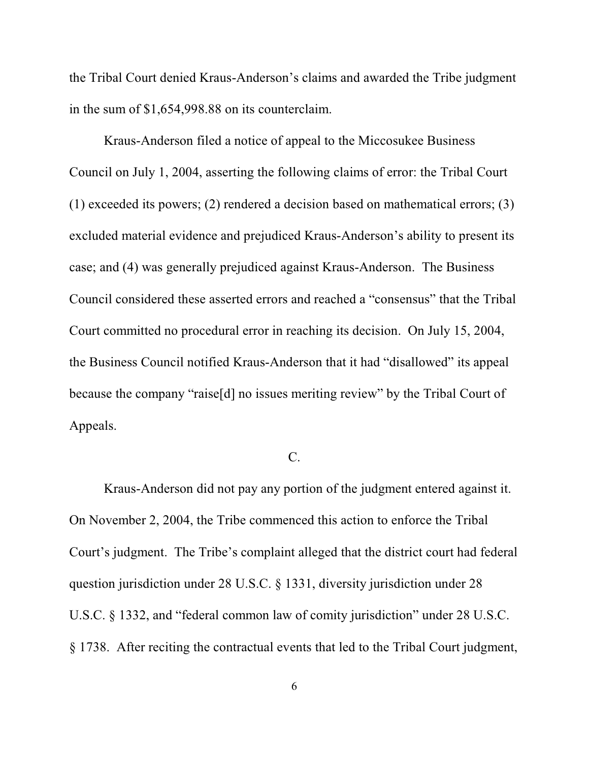the Tribal Court denied Kraus-Anderson's claims and awarded the Tribe judgment in the sum of $1,654,998.88 on its counterclaim.

Kraus-Anderson filed a notice of appeal to the Miccosukee Business Council on July 1, 2004, asserting the following claims of error: the Tribal Court (1) exceeded its powers; (2) rendered a decision based on mathematical errors; (3) excluded material evidence and prejudiced Kraus-Anderson's ability to present its case; and (4) was generally prejudiced against Kraus-Anderson. The Business Council considered these asserted errors and reached a "consensus" that the Tribal Court committed no procedural error in reaching its decision. On July 15, 2004, the Business Council notified Kraus-Anderson that it had "disallowed" its appeal because the company "raise[d] no issues meriting review" by the Tribal Court of Appeals.

C.

Kraus-Anderson did not pay any portion of the judgment entered against it. On November 2, 2004, the Tribe commenced this action to enforce the Tribal Court's judgment. The Tribe's complaint alleged that the district court had federal question jurisdiction under 28 U.S.C. § 1331, diversity jurisdiction under 28 U.S.C. § 1332, and "federal common law of comity jurisdiction" under 28 U.S.C. § 1738. After reciting the contractual events that led to the Tribal Court judgment,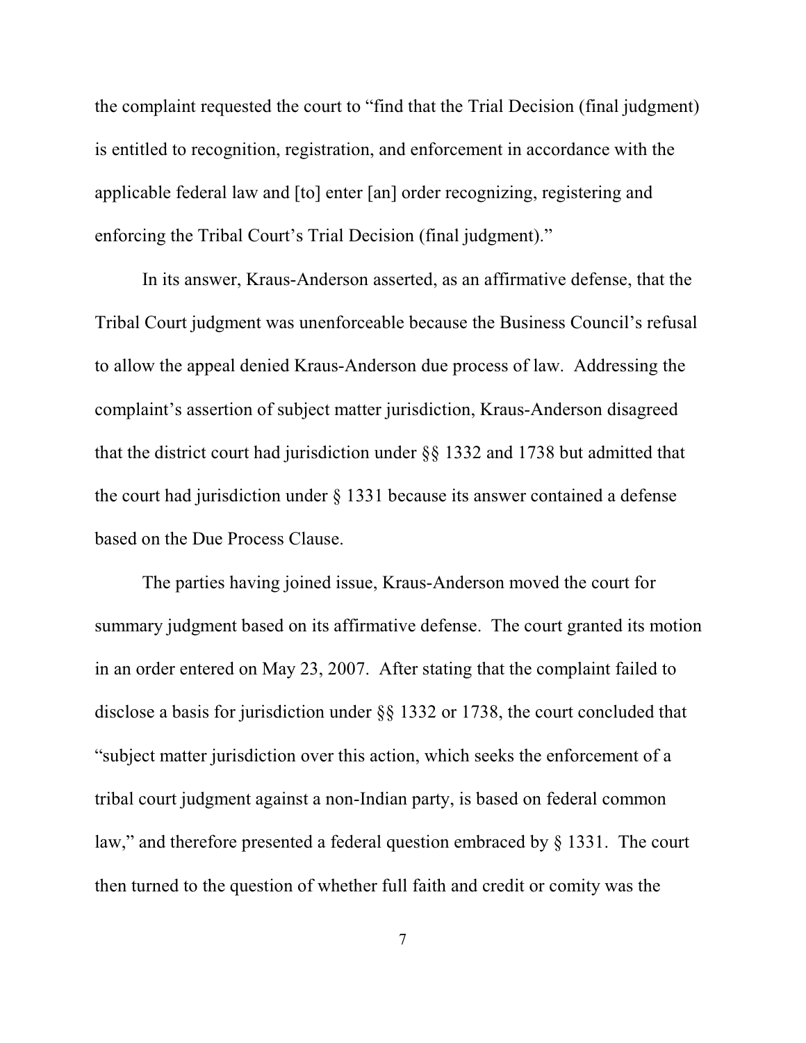the complaint requested the court to "find that the Trial Decision (final judgment) is entitled to recognition, registration, and enforcement in accordance with the applicable federal law and [to] enter [an] order recognizing, registering and enforcing the Tribal Court's Trial Decision (final judgment)."

In its answer, Kraus-Anderson asserted, as an affirmative defense, that the Tribal Court judgment was unenforceable because the Business Council's refusal to allow the appeal denied Kraus-Anderson due process of law. Addressing the complaint's assertion of subject matter jurisdiction, Kraus-Anderson disagreed that the district court had jurisdiction under §§ 1332 and 1738 but admitted that the court had jurisdiction under § 1331 because its answer contained a defense based on the Due Process Clause.

The parties having joined issue, Kraus-Anderson moved the court for summary judgment based on its affirmative defense. The court granted its motion in an order entered on May 23, 2007. After stating that the complaint failed to disclose a basis for jurisdiction under §§ 1332 or 1738, the court concluded that "subject matter jurisdiction over this action, which seeks the enforcement of a tribal court judgment against a non-Indian party, is based on federal common law," and therefore presented a federal question embraced by § 1331. The court then turned to the question of whether full faith and credit or comity was the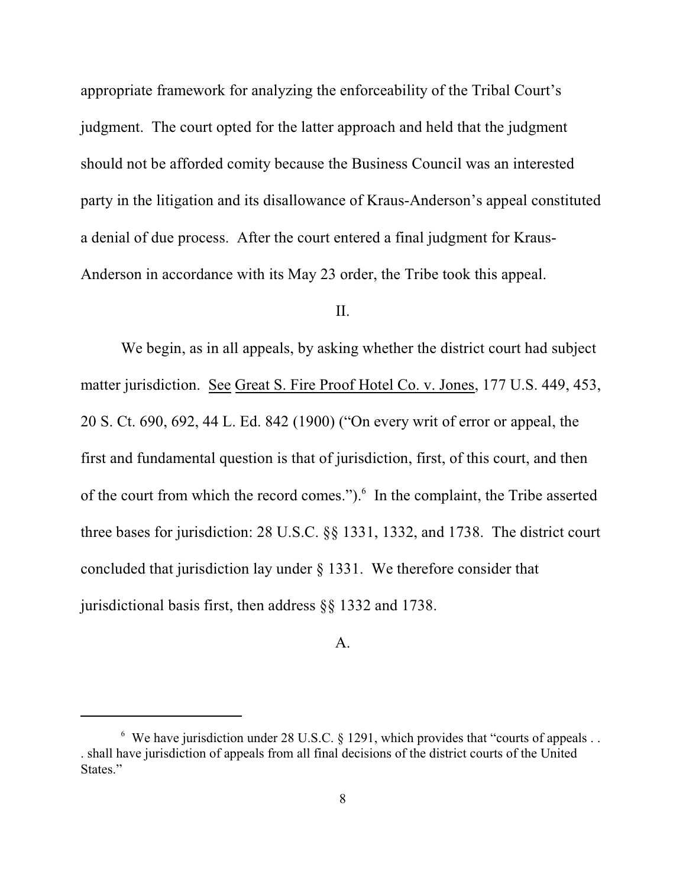appropriate framework for analyzing the enforceability of the Tribal Court's judgment. The court opted for the latter approach and held that the judgment should not be afforded comity because the Business Council was an interested party in the litigation and its disallowance of Kraus-Anderson's appeal constituted a denial of due process. After the court entered a final judgment for Kraus-Anderson in accordance with its May 23 order, the Tribe took this appeal.

## II.

We begin, as in all appeals, by asking whether the district court had subject matter jurisdiction. See Great S. Fire Proof Hotel Co. v. Jones, 177 U.S. 449, 453, 20 S. Ct. 690, 692, 44 L. Ed. 842 (1900) ("On every writ of error or appeal, the first and fundamental question is that of jurisdiction, first, of this court, and then of the court from which the record comes.").[6] In the complaint, the Tribe asserted three bases for jurisdiction: 28 U.S.C. §§ 1331, 1332, and 1738. The district court concluded that jurisdiction lay under § 1331. We therefore consider that jurisdictional basis first, then address §§ 1332 and 1738.

### A.

[6] We have jurisdiction under 28 U.S.C. § 1291, which provides that "courts of appeals . . . shall have jurisdiction of appeals from all final decisions of the district courts of the United States."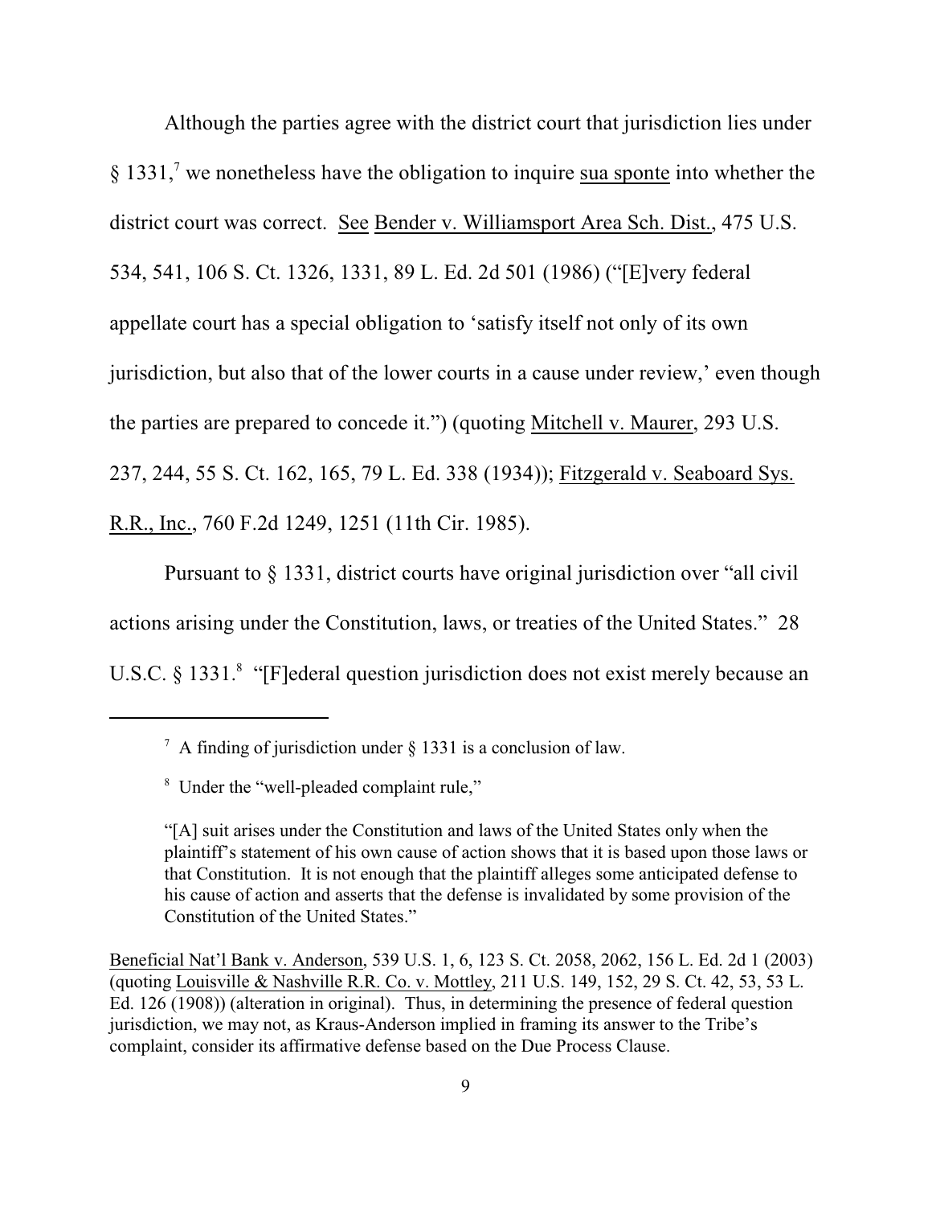Although the parties agree with the district court that jurisdiction lies under § 1331,[7] we nonetheless have the obligation to inquire sua sponte into whether the district court was correct. See Bender v. Williamsport Area Sch. Dist., 475 U.S. 534, 541, 106 S. Ct. 1326, 1331, 89 L. Ed. 2d 501 (1986) ("[E]very federal appellate court has a special obligation to 'satisfy itself not only of its own jurisdiction, but also that of the lower courts in a cause under review,' even though the parties are prepared to concede it.") (quoting Mitchell v. Maurer, 293 U.S. 237, 244, 55 S. Ct. 162, 165, 79 L. Ed. 338 (1934)); Fitzgerald v. Seaboard Sys. R.R., Inc., 760 F.2d 1249, 1251 (11th Cir. 1985).

Pursuant to § 1331, district courts have original jurisdiction over "all civil actions arising under the Constitution, laws, or treaties of the United States." 28 U.S.C. § 1331.[8] "[F]ederal question jurisdiction does not exist merely because an

---

[7] A finding of jurisdiction under § 1331 is a conclusion of law.

[8] Under the "well-pleaded complaint rule,"

> "[A] suit arises under the Constitution and laws of the United States only when the plaintiff's statement of his own cause of action shows that it is based upon those laws or that Constitution. It is not enough that the plaintiff alleges some anticipated defense to his cause of action and asserts that the defense is invalidated by some provision of the Constitution of the United States."

Beneficial Nat'l Bank v. Anderson, 539 U.S. 1, 6, 123 S. Ct. 2058, 2062, 156 L. Ed. 2d 1 (2003) (quoting Louisville & Nashville R.R. Co. v. Mottley, 211 U.S. 149, 152, 29 S. Ct. 42, 53, 53 L. Ed. 126 (1908)) (alteration in original). Thus, in determining the presence of federal question jurisdiction, we may not, as Kraus-Anderson implied in framing its answer to the Tribe's complaint, consider its affirmative defense based on the Due Process Clause.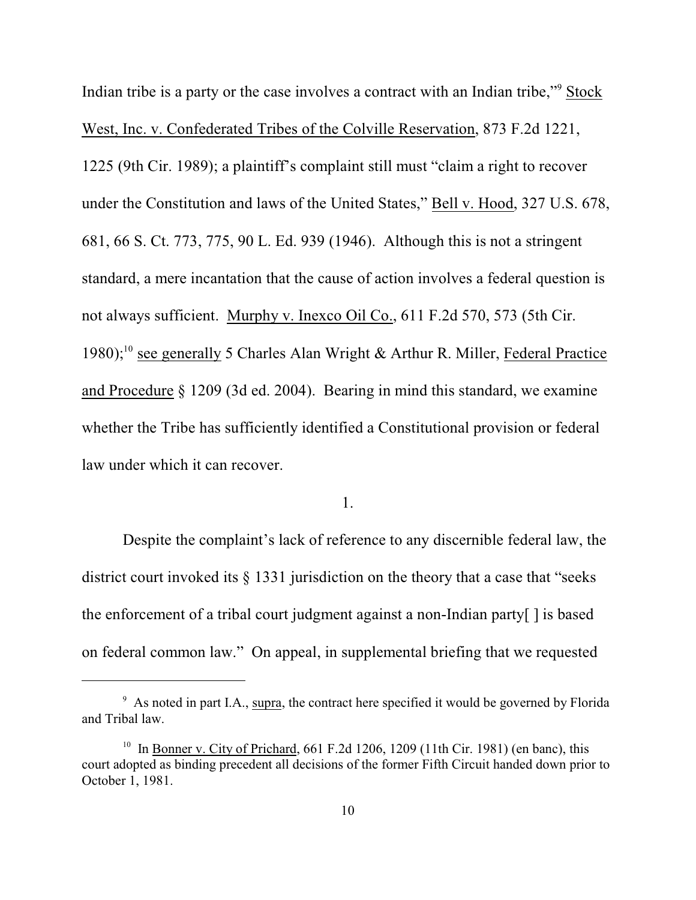Indian tribe is a party or the case involves a contract with an Indian tribe,"[9] Stock West, Inc. v. Confederated Tribes of the Colville Reservation, 873 F.2d 1221, 1225 (9th Cir. 1989); a plaintiff's complaint still must "claim a right to recover under the Constitution and laws of the United States," Bell v. Hood, 327 U.S. 678, 681, 66 S. Ct. 773, 775, 90 L. Ed. 939 (1946). Although this is not a stringent standard, a mere incantation that the cause of action involves a federal question is not always sufficient. Murphy v. Inexco Oil Co., 611 F.2d 570, 573 (5th Cir. 1980);[10] see generally 5 Charles Alan Wright & Arthur R. Miller, Federal Practice and Procedure § 1209 (3d ed. 2004). Bearing in mind this standard, we examine whether the Tribe has sufficiently identified a Constitutional provision or federal law under which it can recover.

1.

Despite the complaint's lack of reference to any discernible federal law, the district court invoked its § 1331 jurisdiction on the theory that a case that "seeks the enforcement of a tribal court judgment against a non-Indian party[ ] is based on federal common law." On appeal, in supplemental briefing that we requested

---

[9] As noted in part I.A., supra, the contract here specified it would be governed by Florida and Tribal law.

[10] In Bonner v. City of Prichard, 661 F.2d 1206, 1209 (11th Cir. 1981) (en banc), this court adopted as binding precedent all decisions of the former Fifth Circuit handed down prior to October 1, 1981.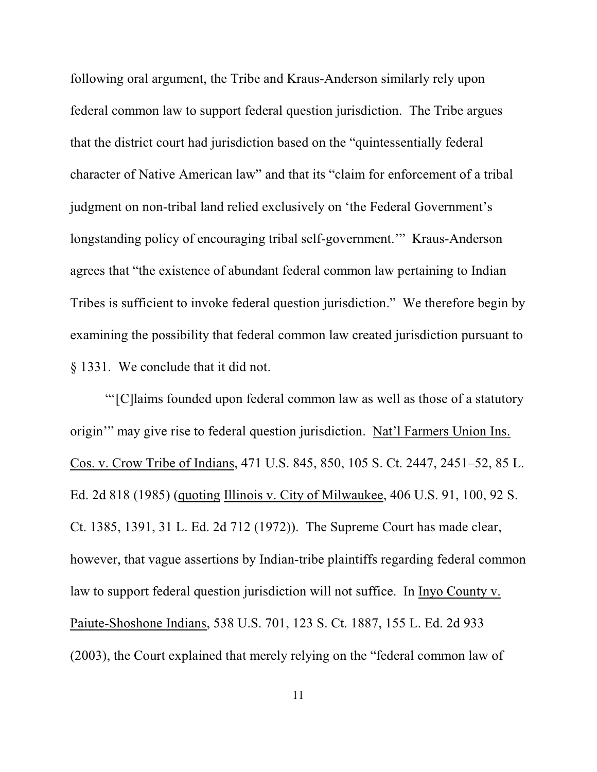following oral argument, the Tribe and Kraus-Anderson similarly rely upon federal common law to support federal question jurisdiction. The Tribe argues that the district court had jurisdiction based on the "quintessentially federal character of Native American law" and that its "claim for enforcement of a tribal judgment on non-tribal land relied exclusively on 'the Federal Government's longstanding policy of encouraging tribal self-government.'" Kraus-Anderson agrees that "the existence of abundant federal common law pertaining to Indian Tribes is sufficient to invoke federal question jurisdiction." We therefore begin by examining the possibility that federal common law created jurisdiction pursuant to § 1331. We conclude that it did not.

"'[C]laims founded upon federal common law as well as those of a statutory origin'" may give rise to federal question jurisdiction. Nat'l Farmers Union Ins. Cos. v. Crow Tribe of Indians, 471 U.S. 845, 850, 105 S. Ct. 2447, 2451–52, 85 L. Ed. 2d 818 (1985) (quoting Illinois v. City of Milwaukee, 406 U.S. 91, 100, 92 S. Ct. 1385, 1391, 31 L. Ed. 2d 712 (1972)). The Supreme Court has made clear, however, that vague assertions by Indian-tribe plaintiffs regarding federal common law to support federal question jurisdiction will not suffice. In Inyo County v. Paiute-Shoshone Indians, 538 U.S. 701, 123 S. Ct. 1887, 155 L. Ed. 2d 933 (2003), the Court explained that merely relying on the "federal common law of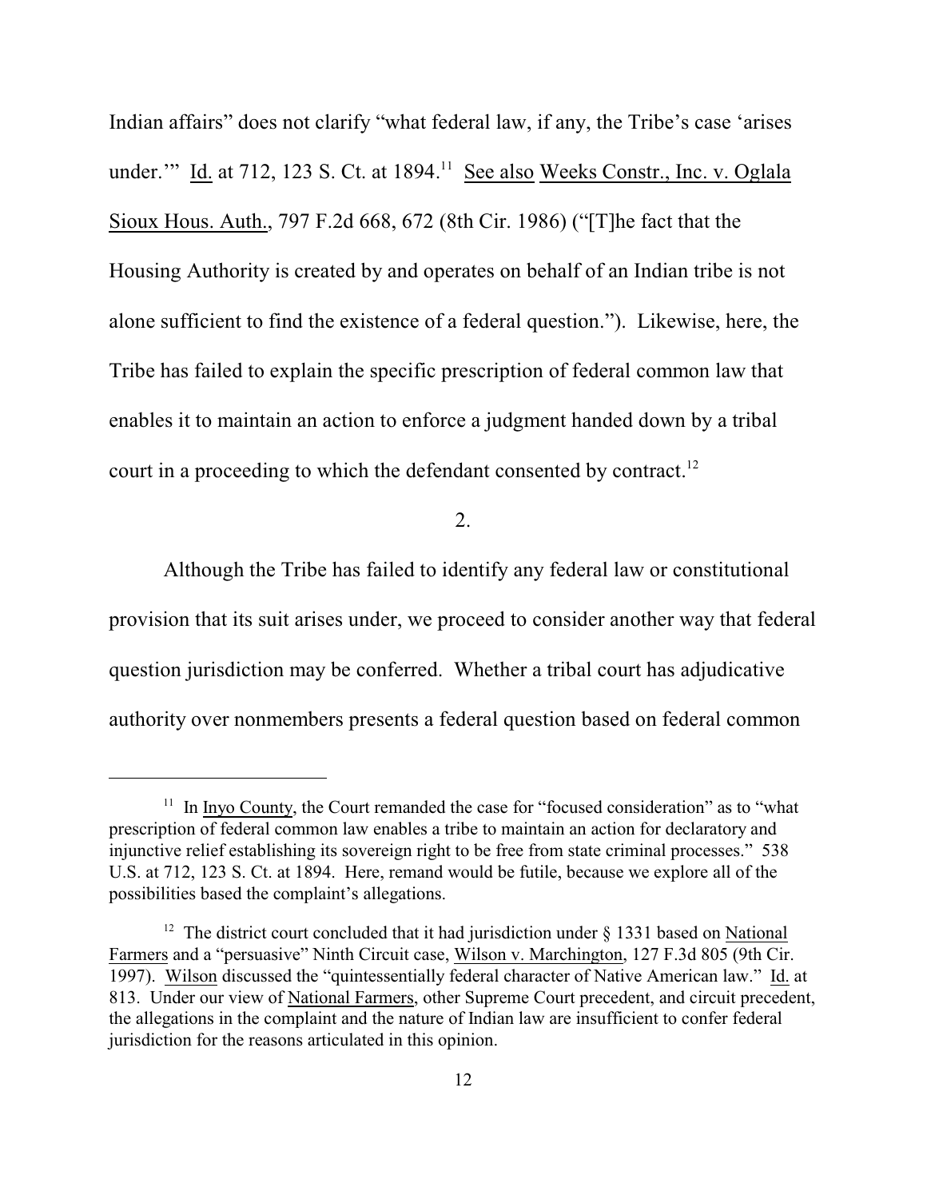Indian affairs" does not clarify "what federal law, if any, the Tribe's case 'arises under.'" Id. at 712, 123 S. Ct. at 1894.[11] See also Weeks Constr., Inc. v. Oglala Sioux Hous. Auth., 797 F.2d 668, 672 (8th Cir. 1986) ("[T]he fact that the Housing Authority is created by and operates on behalf of an Indian tribe is not alone sufficient to find the existence of a federal question."). Likewise, here, the Tribe has failed to explain the specific prescription of federal common law that enables it to maintain an action to enforce a judgment handed down by a tribal court in a proceeding to which the defendant consented by contract.[12]

2.

Although the Tribe has failed to identify any federal law or constitutional provision that its suit arises under, we proceed to consider another way that federal question jurisdiction may be conferred. Whether a tribal court has adjudicative authority over nonmembers presents a federal question based on federal common

---

[11] In Inyo County, the Court remanded the case for "focused consideration" as to "what prescription of federal common law enables a tribe to maintain an action for declaratory and injunctive relief establishing its sovereign right to be free from state criminal processes." 538 U.S. at 712, 123 S. Ct. at 1894. Here, remand would be futile, because we explore all of the possibilities based the complaint's allegations.

[12] The district court concluded that it had jurisdiction under § 1331 based on National Farmers and a "persuasive" Ninth Circuit case, Wilson v. Marchington, 127 F.3d 805 (9th Cir. 1997). Wilson discussed the "quintessentially federal character of Native American law." Id. at 813. Under our view of National Farmers, other Supreme Court precedent, and circuit precedent, the allegations in the complaint and the nature of Indian law are insufficient to confer federal jurisdiction for the reasons articulated in this opinion.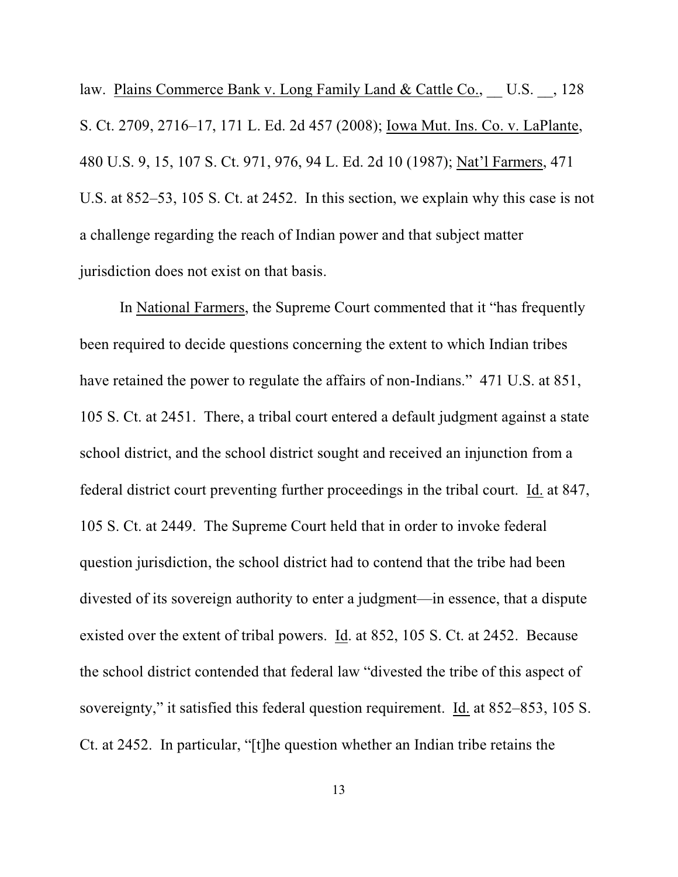law. Plains Commerce Bank v. Long Family Land & Cattle Co., __ U.S. __, 128 S. Ct. 2709, 2716–17, 171 L. Ed. 2d 457 (2008); Iowa Mut. Ins. Co. v. LaPlante, 480 U.S. 9, 15, 107 S. Ct. 971, 976, 94 L. Ed. 2d 10 (1987); Nat'l Farmers, 471 U.S. at 852–53, 105 S. Ct. at 2452. In this section, we explain why this case is not a challenge regarding the reach of Indian power and that subject matter jurisdiction does not exist on that basis.

In National Farmers, the Supreme Court commented that it "has frequently been required to decide questions concerning the extent to which Indian tribes have retained the power to regulate the affairs of non-Indians." 471 U.S. at 851, 105 S. Ct. at 2451. There, a tribal court entered a default judgment against a state school district, and the school district sought and received an injunction from a federal district court preventing further proceedings in the tribal court. Id. at 847, 105 S. Ct. at 2449. The Supreme Court held that in order to invoke federal question jurisdiction, the school district had to contend that the tribe had been divested of its sovereign authority to enter a judgment—in essence, that a dispute existed over the extent of tribal powers. Id. at 852, 105 S. Ct. at 2452. Because the school district contended that federal law "divested the tribe of this aspect of sovereignty," it satisfied this federal question requirement. Id. at 852–853, 105 S. Ct. at 2452. In particular, "[t]he question whether an Indian tribe retains the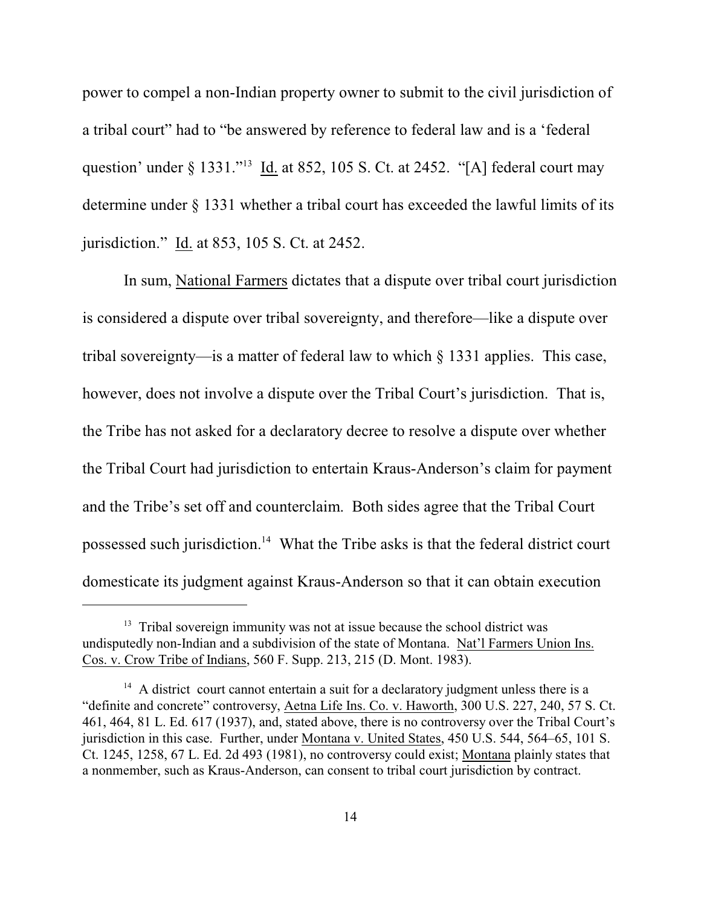power to compel a non-Indian property owner to submit to the civil jurisdiction of a tribal court" had to "be answered by reference to federal law and is a 'federal question' under § 1331."[13] Id. at 852, 105 S. Ct. at 2452. "[A] federal court may determine under § 1331 whether a tribal court has exceeded the lawful limits of its jurisdiction." Id. at 853, 105 S. Ct. at 2452.

In sum, National Farmers dictates that a dispute over tribal court jurisdiction is considered a dispute over tribal sovereignty, and therefore—like a dispute over tribal sovereignty—is a matter of federal law to which § 1331 applies. This case, however, does not involve a dispute over the Tribal Court's jurisdiction. That is, the Tribe has not asked for a declaratory decree to resolve a dispute over whether the Tribal Court had jurisdiction to entertain Kraus-Anderson's claim for payment and the Tribe's set off and counterclaim. Both sides agree that the Tribal Court possessed such jurisdiction.[14] What the Tribe asks is that the federal district court domesticate its judgment against Kraus-Anderson so that it can obtain execution

---

[13] Tribal sovereign immunity was not at issue because the school district was undisputedly non-Indian and a subdivision of the state of Montana. Nat'l Farmers Union Ins. Cos. v. Crow Tribe of Indians, 560 F. Supp. 213, 215 (D. Mont. 1983).

[14] A district court cannot entertain a suit for a declaratory judgment unless there is a "definite and concrete" controversy, Aetna Life Ins. Co. v. Haworth, 300 U.S. 227, 240, 57 S. Ct. 461, 464, 81 L. Ed. 617 (1937), and, stated above, there is no controversy over the Tribal Court's jurisdiction in this case. Further, under Montana v. United States, 450 U.S. 544, 564–65, 101 S. Ct. 1245, 1258, 67 L. Ed. 2d 493 (1981), no controversy could exist; Montana plainly states that a nonmember, such as Kraus-Anderson, can consent to tribal court jurisdiction by contract.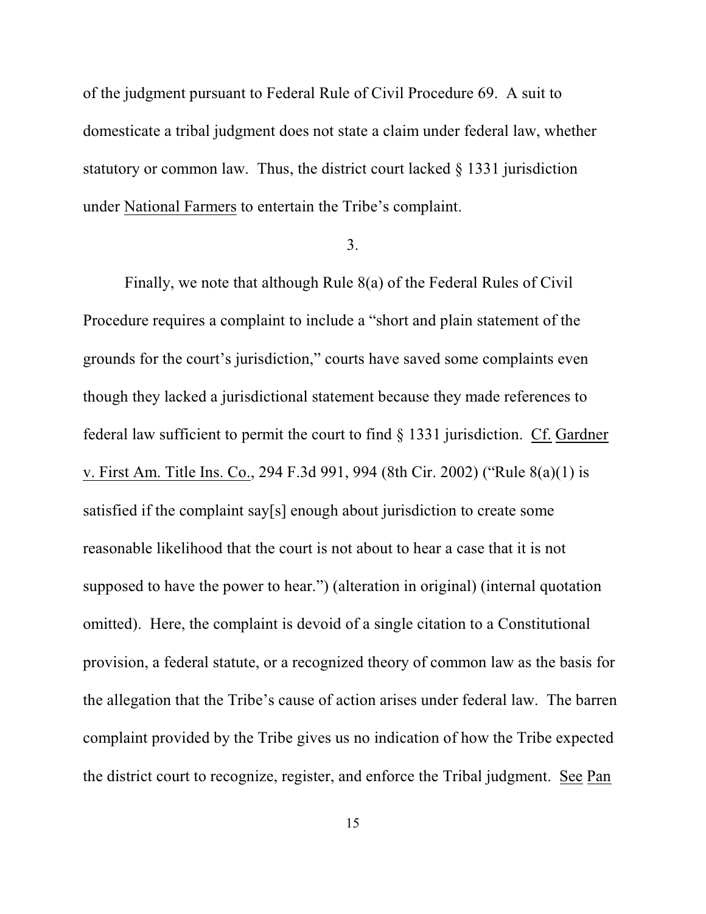of the judgment pursuant to Federal Rule of Civil Procedure 69. A suit to domesticate a tribal judgment does not state a claim under federal law, whether statutory or common law. Thus, the district court lacked § 1331 jurisdiction under National Farmers to entertain the Tribe's complaint.

3.

Finally, we note that although Rule 8(a) of the Federal Rules of Civil Procedure requires a complaint to include a "short and plain statement of the grounds for the court's jurisdiction," courts have saved some complaints even though they lacked a jurisdictional statement because they made references to federal law sufficient to permit the court to find § 1331 jurisdiction. Cf. Gardner v. First Am. Title Ins. Co., 294 F.3d 991, 994 (8th Cir. 2002) ("Rule 8(a)(1) is satisfied if the complaint say[s] enough about jurisdiction to create some reasonable likelihood that the court is not about to hear a case that it is not supposed to have the power to hear.") (alteration in original) (internal quotation omitted). Here, the complaint is devoid of a single citation to a Constitutional provision, a federal statute, or a recognized theory of common law as the basis for the allegation that the Tribe's cause of action arises under federal law. The barren complaint provided by the Tribe gives us no indication of how the Tribe expected the district court to recognize, register, and enforce the Tribal judgment. See Pan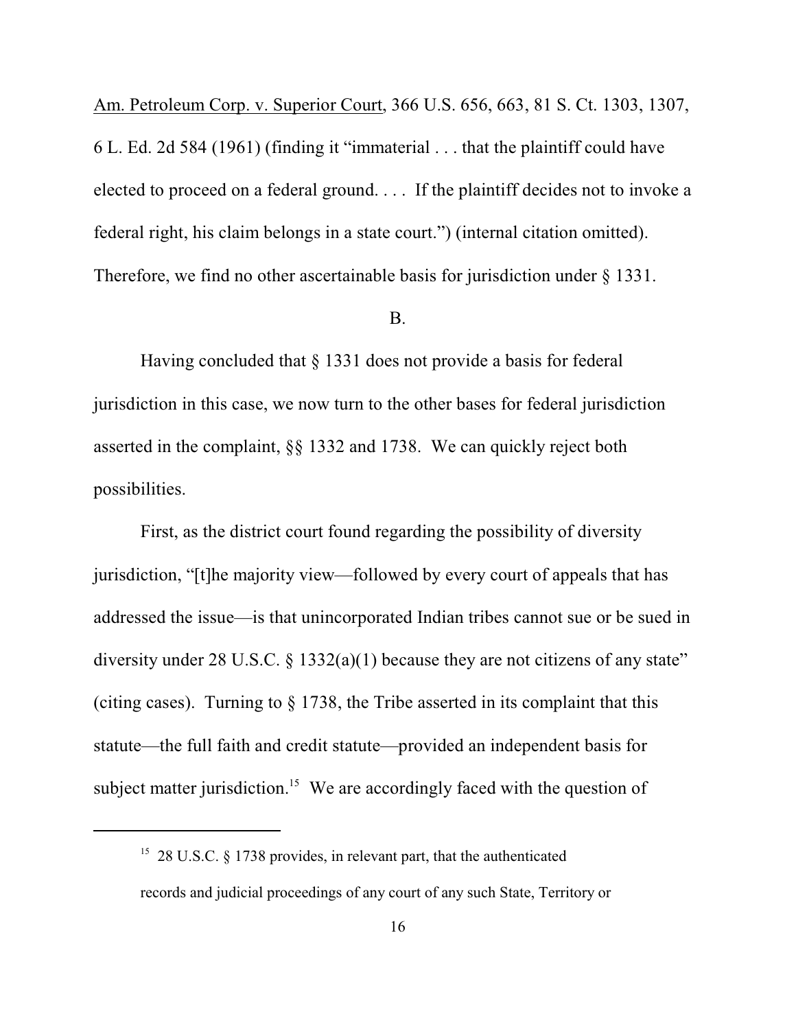Am. Petroleum Corp. v. Superior Court, 366 U.S. 656, 663, 81 S. Ct. 1303, 1307, 6 L. Ed. 2d 584 (1961) (finding it "immaterial . . . that the plaintiff could have elected to proceed on a federal ground. . . . If the plaintiff decides not to invoke a federal right, his claim belongs in a state court.") (internal citation omitted). Therefore, we find no other ascertainable basis for jurisdiction under § 1331.

B.

Having concluded that § 1331 does not provide a basis for federal jurisdiction in this case, we now turn to the other bases for federal jurisdiction asserted in the complaint, §§ 1332 and 1738. We can quickly reject both possibilities.

First, as the district court found regarding the possibility of diversity jurisdiction, "[t]he majority view—followed by every court of appeals that has addressed the issue—is that unincorporated Indian tribes cannot sue or be sued in diversity under 28 U.S.C. § 1332(a)(1) because they are not citizens of any state" (citing cases). Turning to § 1738, the Tribe asserted in its complaint that this statute—the full faith and credit statute—provided an independent basis for subject matter jurisdiction.[15] We are accordingly faced with the question of

---

[15] 28 U.S.C. § 1738 provides, in relevant part, that the authenticated records and judicial proceedings of any court of any such State, Territory or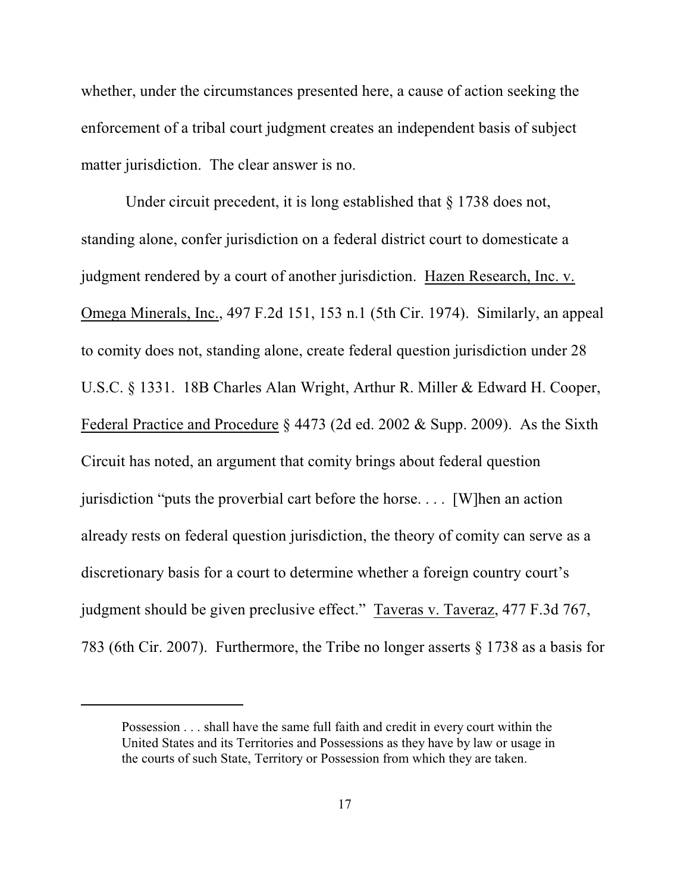whether, under the circumstances presented here, a cause of action seeking the enforcement of a tribal court judgment creates an independent basis of subject matter jurisdiction. The clear answer is no.

Under circuit precedent, it is long established that § 1738 does not, standing alone, confer jurisdiction on a federal district court to domesticate a judgment rendered by a court of another jurisdiction. Hazen Research, Inc. v. Omega Minerals, Inc., 497 F.2d 151, 153 n.1 (5th Cir. 1974). Similarly, an appeal to comity does not, standing alone, create federal question jurisdiction under 28 U.S.C. § 1331. 18B Charles Alan Wright, Arthur R. Miller & Edward H. Cooper, Federal Practice and Procedure § 4473 (2d ed. 2002 & Supp. 2009). As the Sixth Circuit has noted, an argument that comity brings about federal question jurisdiction "puts the proverbial cart before the horse. . . . [W]hen an action already rests on federal question jurisdiction, the theory of comity can serve as a discretionary basis for a court to determine whether a foreign country court's judgment should be given preclusive effect." Taveras v. Taveraz, 477 F.3d 767, 783 (6th Cir. 2007). Furthermore, the Tribe no longer asserts § 1738 as a basis for

---

Possession . . . shall have the same full faith and credit in every court within the United States and its Territories and Possessions as they have by law or usage in the courts of such State, Territory or Possession from which they are taken.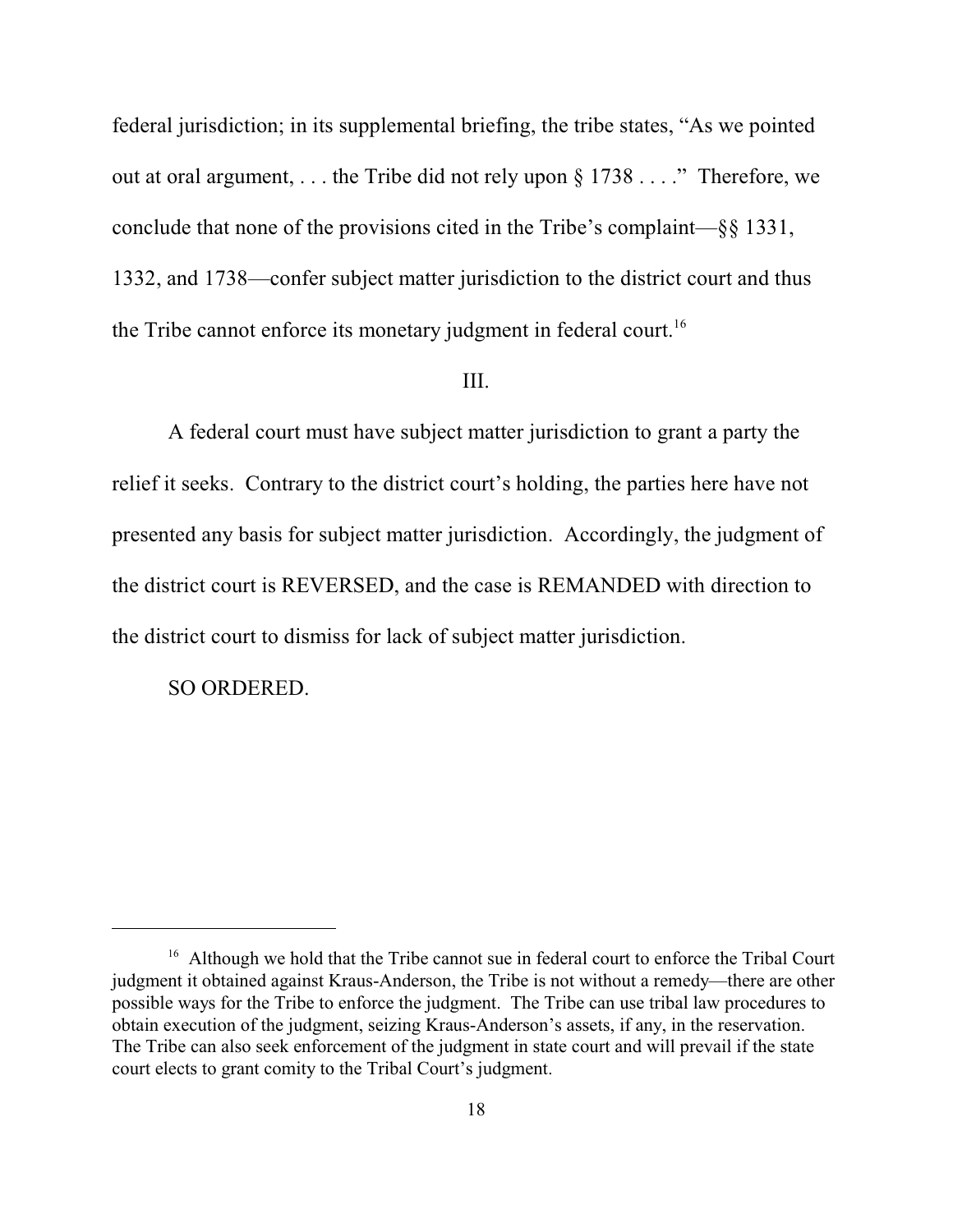federal jurisdiction; in its supplemental briefing, the tribe states, "As we pointed out at oral argument, . . . the Tribe did not rely upon § 1738 . . . ." Therefore, we conclude that none of the provisions cited in the Tribe's complaint—§§ 1331, 1332, and 1738—confer subject matter jurisdiction to the district court and thus the Tribe cannot enforce its monetary judgment in federal court.[16]

III.

A federal court must have subject matter jurisdiction to grant a party the relief it seeks. Contrary to the district court's holding, the parties here have not presented any basis for subject matter jurisdiction. Accordingly, the judgment of the district court is REVERSED, and the case is REMANDED with direction to the district court to dismiss for lack of subject matter jurisdiction.

SO ORDERED.

---

[16] Although we hold that the Tribe cannot sue in federal court to enforce the Tribal Court judgment it obtained against Kraus-Anderson, the Tribe is not without a remedy—there are other possible ways for the Tribe to enforce the judgment. The Tribe can use tribal law procedures to obtain execution of the judgment, seizing Kraus-Anderson's assets, if any, in the reservation. The Tribe can also seek enforcement of the judgment in state court and will prevail if the state court elects to grant comity to the Tribal Court's judgment.